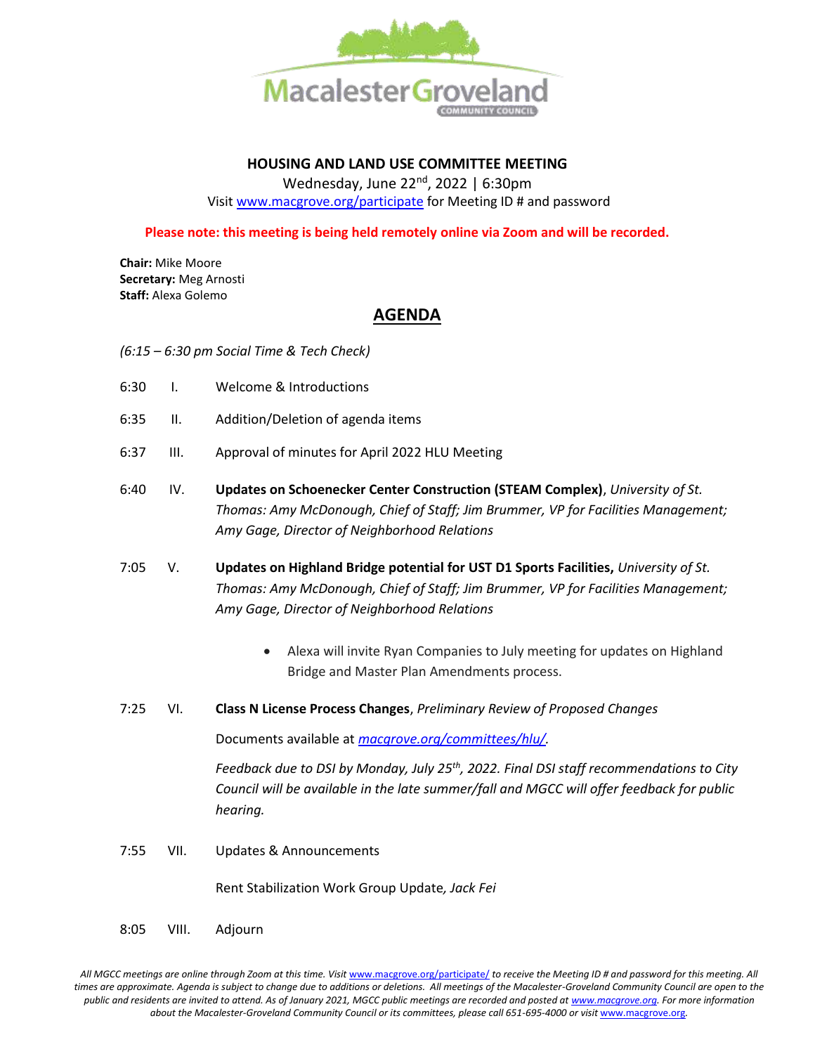MacalesterGroveland
COMMUNITY COUNCIL

**HOUSING AND LAND USE COMMITTEE MEETING**

Wednesday, June 22nd, 2022 | 6:30pm

Visit [www.macgrove.org/participate](www.macgrove.org/participate) for Meeting ID # and password

**Please note: this meeting is being held remotely online via Zoom and will be recorded.**

**Chair:** Mike Moore
**Secretary:** Meg Arnosti
**Staff:** Alexa Golemo

## AGENDA

*(6:15 – 6:30 pm Social Time & Tech Check)*

6:30 I. Welcome & Introductions

6:35 II. Addition/Deletion of agenda items

6:37 III. Approval of minutes for April 2022 HLU Meeting

6:40 IV. **Updates on Schoenecker Center Construction (STEAM Complex)**, *University of St. Thomas: Amy McDonough, Chief of Staff; Jim Brummer, VP for Facilities Management; Amy Gage, Director of Neighborhood Relations*

7:05 V. **Updates on Highland Bridge potential for UST D1 Sports Facilities,** *University of St. Thomas: Amy McDonough, Chief of Staff; Jim Brummer, VP for Facilities Management; Amy Gage, Director of Neighborhood Relations*

- Alexa will invite Ryan Companies to July meeting for updates on Highland Bridge and Master Plan Amendments process.

7:25 VI. **Class N License Process Changes**, *Preliminary Review of Proposed Changes*

Documents available at *[macgrove.org/committees/hlu/](macgrove.org/committees/hlu/)*.

*Feedback due to DSI by Monday, July 25th, 2022. Final DSI staff recommendations to City Council will be available in the late summer/fall and MGCC will offer feedback for public hearing.*

7:55 VII. Updates & Announcements

Rent Stabilization Work Group Update*, Jack Fei*

8:05 VIII. Adjourn

*All MGCC meetings are online through Zoom at this time. Visit [www.macgrove.org/participate/](www.macgrove.org/participate/) to receive the Meeting ID # and password for this meeting. All times are approximate. Agenda is subject to change due to additions or deletions. All meetings of the Macalester-Groveland Community Council are open to the public and residents are invited to attend. As of January 2021, MGCC public meetings are recorded and posted at [www.macgrove.org](www.macgrove.org). For more information about the Macalester-Groveland Community Council or its committees, please call 651-695-4000 or visit [www.macgrove.org](www.macgrove.org).*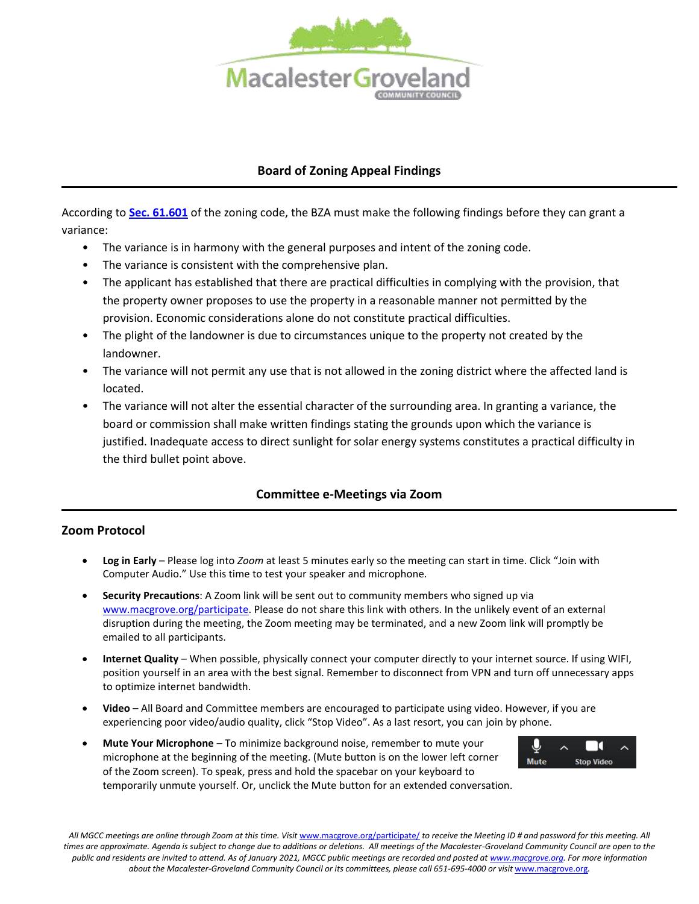## Board of Zoning Appeal Findings

According to **Sec. 61.601** of the zoning code, the BZA must make the following findings before they can grant a variance:

- The variance is in harmony with the general purposes and intent of the zoning code.
- The variance is consistent with the comprehensive plan.
- The applicant has established that there are practical difficulties in complying with the provision, that the property owner proposes to use the property in a reasonable manner not permitted by the provision. Economic considerations alone do not constitute practical difficulties.
- The plight of the landowner is due to circumstances unique to the property not created by the landowner.
- The variance will not permit any use that is not allowed in the zoning district where the affected land is located.
- The variance will not alter the essential character of the surrounding area. In granting a variance, the board or commission shall make written findings stating the grounds upon which the variance is justified. Inadequate access to direct sunlight for solar energy systems constitutes a practical difficulty in the third bullet point above.

## Committee e-Meetings via Zoom

### Zoom Protocol

- **Log in Early** – Please log into *Zoom* at least 5 minutes early so the meeting can start in time. Click "Join with Computer Audio." Use this time to test your speaker and microphone.
- **Security Precautions**: A Zoom link will be sent out to community members who signed up via www.macgrove.org/participate. Please do not share this link with others. In the unlikely event of an external disruption during the meeting, the Zoom meeting may be terminated, and a new Zoom link will promptly be emailed to all participants.
- **Internet Quality** – When possible, physically connect your computer directly to your internet source. If using WIFI, position yourself in an area with the best signal. Remember to disconnect from VPN and turn off unnecessary apps to optimize internet bandwidth.
- **Video** – All Board and Committee members are encouraged to participate using video. However, if you are experiencing poor video/audio quality, click "Stop Video". As a last resort, you can join by phone.
- **Mute Your Microphone** – To minimize background noise, remember to mute your microphone at the beginning of the meeting. (Mute button is on the lower left corner of the Zoom screen). To speak, press and hold the spacebar on your keyboard to temporarily unmute yourself. Or, unclick the Mute button for an extended conversation.

*All MGCC meetings are online through Zoom at this time. Visit www.macgrove.org/participate/ to receive the Meeting ID # and password for this meeting. All times are approximate. Agenda is subject to change due to additions or deletions. All meetings of the Macalester-Groveland Community Council are open to the public and residents are invited to attend. As of January 2021, MGCC public meetings are recorded and posted at www.macgrove.org. For more information about the Macalester-Groveland Community Council or its committees, please call 651-695-4000 or visit www.macgrove.org.*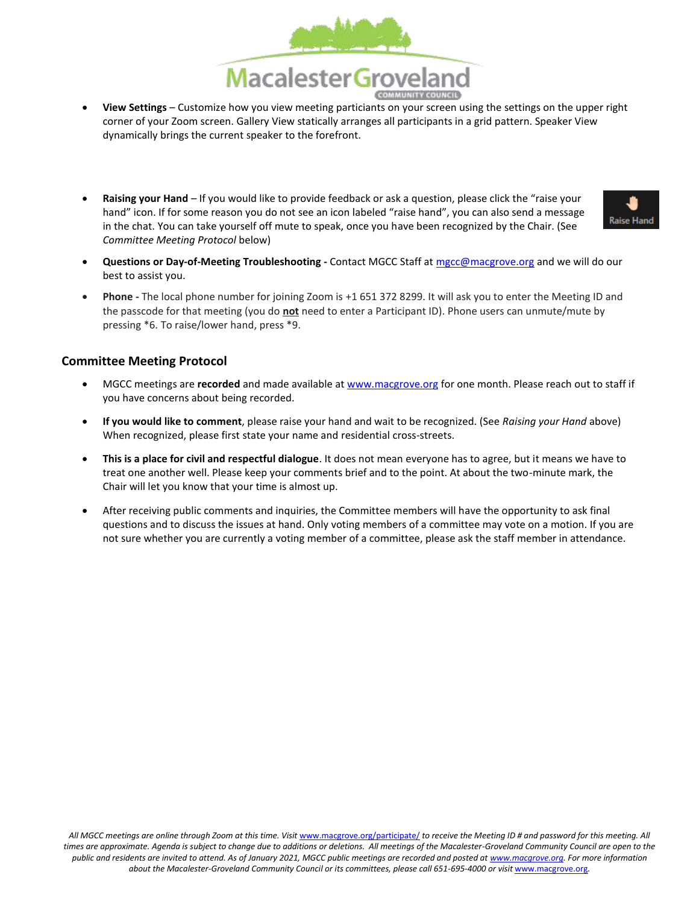- **View Settings** – Customize how you view meeting particiants on your screen using the settings on the upper right corner of your Zoom screen. Gallery View statically arranges all participants in a grid pattern. Speaker View dynamically brings the current speaker to the forefront.

- **Raising your Hand** – If you would like to provide feedback or ask a question, please click the "raise your hand" icon. If for some reason you do not see an icon labeled "raise hand", you can also send a message in the chat. You can take yourself off mute to speak, once you have been recognized by the Chair. (See *Committee Meeting Protocol* below)

- **Questions or Day-of-Meeting Troubleshooting -** Contact MGCC Staff at mgcc@macgrove.org and we will do our best to assist you.

- **Phone -** The local phone number for joining Zoom is +1 651 372 8299. It will ask you to enter the Meeting ID and the passcode for that meeting (you do **not** need to enter a Participant ID). Phone users can unmute/mute by pressing *6. To raise/lower hand, press *9.

## Committee Meeting Protocol

- MGCC meetings are **recorded** and made available at www.macgrove.org for one month. Please reach out to staff if you have concerns about being recorded.

- **If you would like to comment**, please raise your hand and wait to be recognized. (See *Raising your Hand* above) When recognized, please first state your name and residential cross-streets.

- **This is a place for civil and respectful dialogue**. It does not mean everyone has to agree, but it means we have to treat one another well. Please keep your comments brief and to the point. At about the two-minute mark, the Chair will let you know that your time is almost up.

- After receiving public comments and inquiries, the Committee members will have the opportunity to ask final questions and to discuss the issues at hand. Only voting members of a committee may vote on a motion. If you are not sure whether you are currently a voting member of a committee, please ask the staff member in attendance.